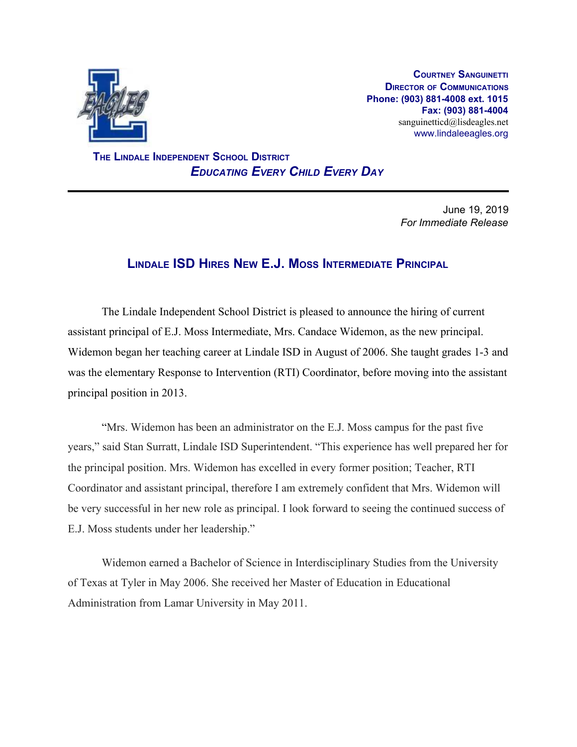**COURTNEY SANGUINETTI**
**DIRECTOR OF COMMUNICATIONS**
**Phone: (903) 881-4008 ext. 1015**
**Fax: (903) 881-4004**
sanguinetticd@lisdeagles.net
www.lindaleeagles.org

**THE LINDALE INDEPENDENT SCHOOL DISTRICT**
***EDUCATING EVERY CHILD EVERY DAY***

---

June 19, 2019
*For Immediate Release*

## LINDALE ISD HIRES NEW E.J. MOSS INTERMEDIATE PRINCIPAL

The Lindale Independent School District is pleased to announce the hiring of current assistant principal of E.J. Moss Intermediate, Mrs. Candace Widemon, as the new principal. Widemon began her teaching career at Lindale ISD in August of 2006. She taught grades 1-3 and was the elementary Response to Intervention (RTI) Coordinator, before moving into the assistant principal position in 2013.

"Mrs. Widemon has been an administrator on the E.J. Moss campus for the past five years," said Stan Surratt, Lindale ISD Superintendent. "This experience has well prepared her for the principal position. Mrs. Widemon has excelled in every former position; Teacher, RTI Coordinator and assistant principal, therefore I am extremely confident that Mrs. Widemon will be very successful in her new role as principal. I look forward to seeing the continued success of E.J. Moss students under her leadership."

Widemon earned a Bachelor of Science in Interdisciplinary Studies from the University of Texas at Tyler in May 2006. She received her Master of Education in Educational Administration from Lamar University in May 2011.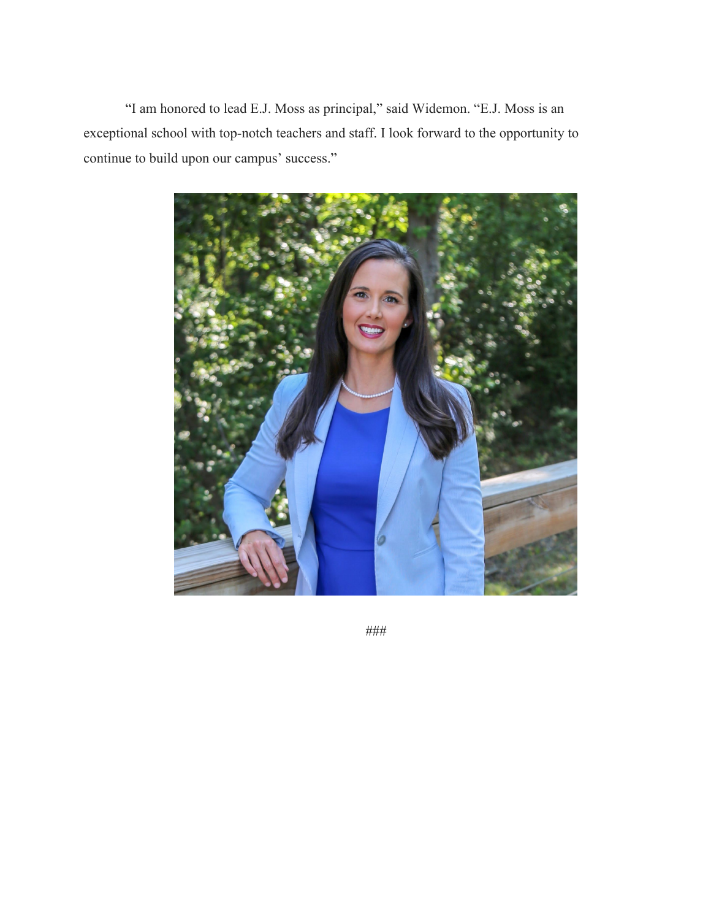"I am honored to lead E.J. Moss as principal," said Widemon. "E.J. Moss is an exceptional school with top-notch teachers and staff. I look forward to the opportunity to continue to build upon our campus' success."

###